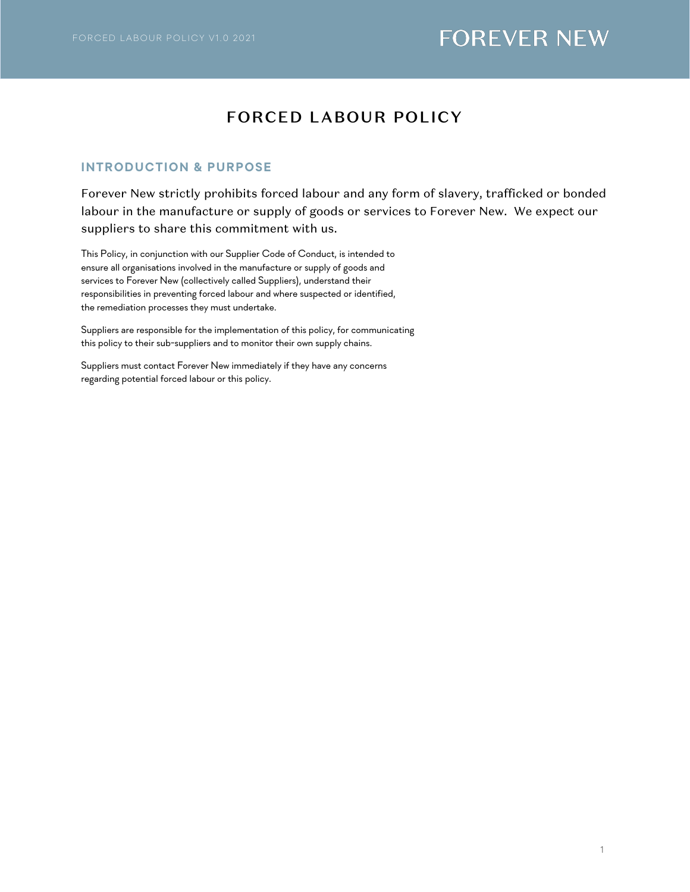# FORCED LABOUR POLICY

## INTRODUCTION & PURPOSE

Forever New strictly prohibits forced labour and any form of slavery, trafficked or bonded labour in the manufacture or supply of goods or services to Forever New. We expect our suppliers to share this commitment with us.

This Policy, in conjunction with our Supplier Code of Conduct, is intended to ensure all organisations involved in the manufacture or supply of goods and services to Forever New (collectively called Suppliers), understand their responsibilities in preventing forced labour and where suspected or identified, the remediation processes they must undertake.

Suppliers are responsible for the implementation of this policy, for communicating this policy to their sub-suppliers and to monitor their own supply chains.

Suppliers must contact Forever New immediately if they have any concerns regarding potential forced labour or this policy.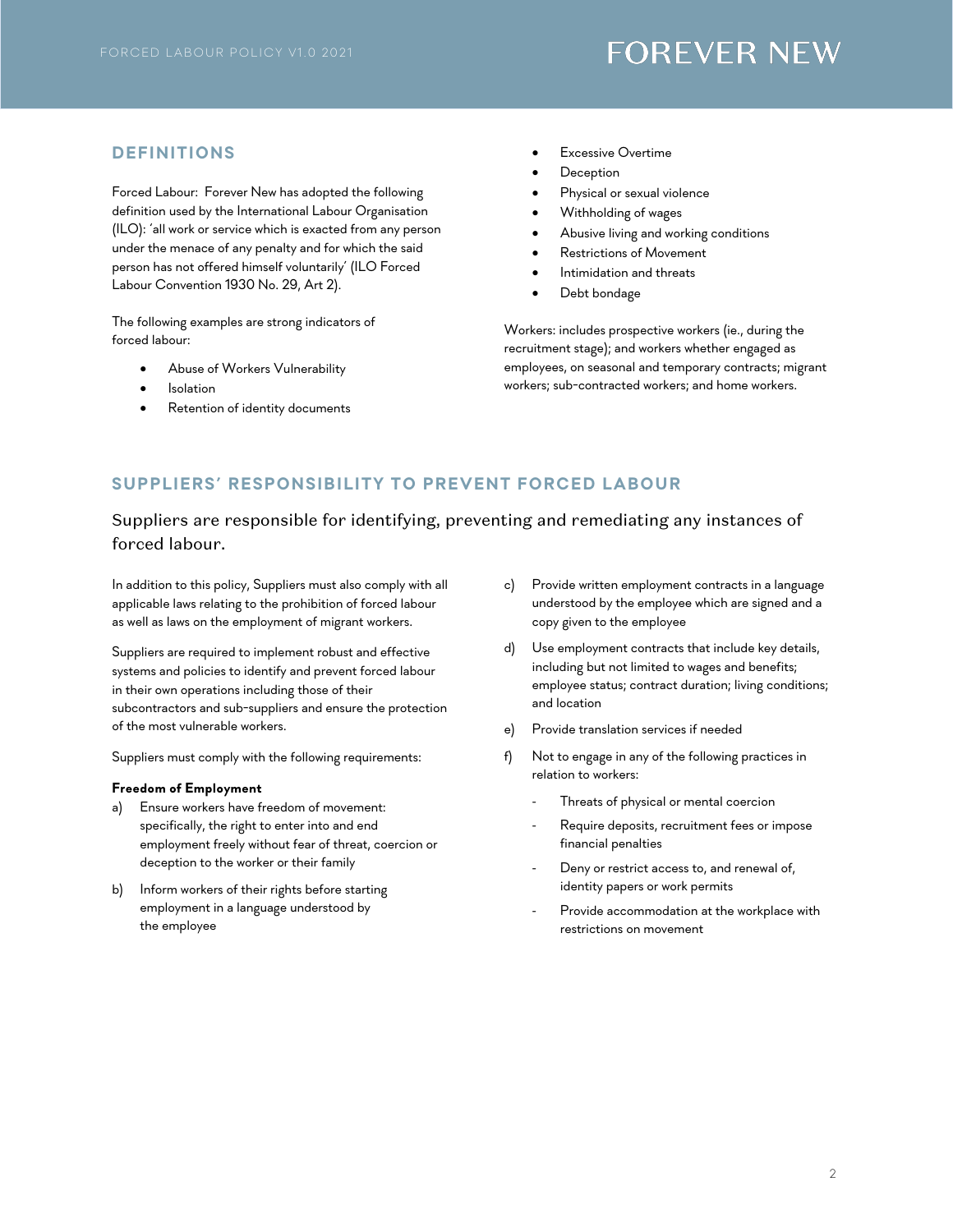## DEFINITIONS

Forced Labour: Forever New has adopted the following definition used by the International Labour Organisation (ILO): 'all work or service which is exacted from any person under the menace of any penalty and for which the said person has not offered himself voluntarily' (ILO Forced Labour Convention 1930 No. 29, Art 2).

The following examples are strong indicators of forced labour:

- Abuse of Workers Vulnerability
- Isolation
- Retention of identity documents
- Excessive Overtime
- Deception
- Physical or sexual violence
- Withholding of wages
- Abusive living and working conditions
- Restrictions of Movement
- Intimidation and threats
- Debt bondage

Workers: includes prospective workers (ie., during the recruitment stage); and workers whether engaged as employees, on seasonal and temporary contracts; migrant workers; sub-contracted workers; and home workers.

## SUPPLIERS' RESPONSIBILITY TO PREVENT FORCED LABOUR

Suppliers are responsible for identifying, preventing and remediating any instances of forced labour.

In addition to this policy, Suppliers must also comply with all applicable laws relating to the prohibition of forced labour as well as laws on the employment of migrant workers.

Suppliers are required to implement robust and effective systems and policies to identify and prevent forced labour in their own operations including those of their subcontractors and sub-suppliers and ensure the protection of the most vulnerable workers.

Suppliers must comply with the following requirements:

**Freedom of Employment**

a) Ensure workers have freedom of movement: specifically, the right to enter into and end employment freely without fear of threat, coercion or deception to the worker or their family

b) Inform workers of their rights before starting employment in a language understood by the employee

c) Provide written employment contracts in a language understood by the employee which are signed and a copy given to the employee

d) Use employment contracts that include key details, including but not limited to wages and benefits; employee status; contract duration; living conditions; and location

e) Provide translation services if needed

f) Not to engage in any of the following practices in relation to workers:

- Threats of physical or mental coercion
- Require deposits, recruitment fees or impose financial penalties
- Deny or restrict access to, and renewal of, identity papers or work permits
- Provide accommodation at the workplace with restrictions on movement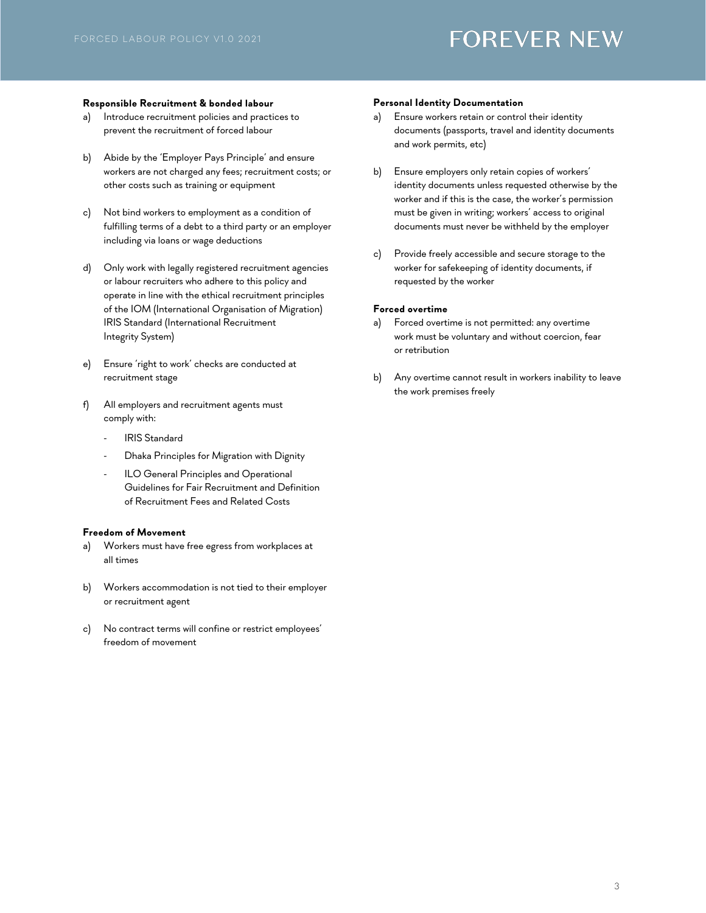**Responsible Recruitment & bonded labour**

a) Introduce recruitment policies and practices to prevent the recruitment of forced labour

b) Abide by the 'Employer Pays Principle' and ensure workers are not charged any fees; recruitment costs; or other costs such as training or equipment

c) Not bind workers to employment as a condition of fulfilling terms of a debt to a third party or an employer including via loans or wage deductions

d) Only work with legally registered recruitment agencies or labour recruiters who adhere to this policy and operate in line with the ethical recruitment principles of the IOM (International Organisation of Migration) IRIS Standard (International Recruitment Integrity System)

e) Ensure 'right to work' checks are conducted at recruitment stage

f) All employers and recruitment agents must comply with:

- IRIS Standard
- Dhaka Principles for Migration with Dignity
- ILO General Principles and Operational Guidelines for Fair Recruitment and Definition of Recruitment Fees and Related Costs

**Freedom of Movement**

a) Workers must have free egress from workplaces at all times

b) Workers accommodation is not tied to their employer or recruitment agent

c) No contract terms will confine or restrict employees' freedom of movement

**Personal Identity Documentation**

a) Ensure workers retain or control their identity documents (passports, travel and identity documents and work permits, etc)

b) Ensure employers only retain copies of workers' identity documents unless requested otherwise by the worker and if this is the case, the worker's permission must be given in writing; workers' access to original documents must never be withheld by the employer

c) Provide freely accessible and secure storage to the worker for safekeeping of identity documents, if requested by the worker

**Forced overtime**

a) Forced overtime is not permitted: any overtime work must be voluntary and without coercion, fear or retribution

b) Any overtime cannot result in workers inability to leave the work premises freely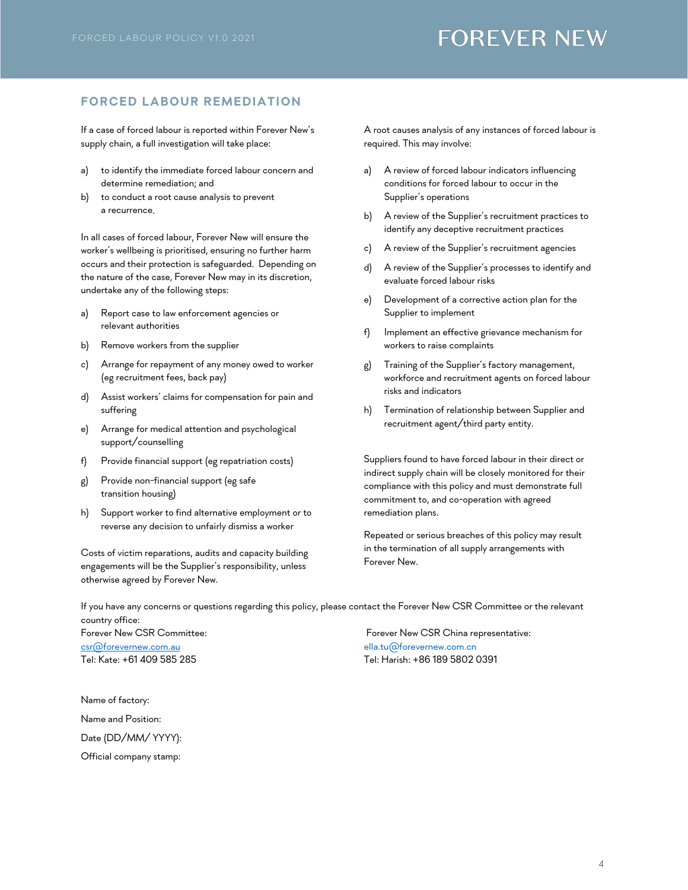## FORCED LABOUR REMEDIATION

If a case of forced labour is reported within Forever New's supply chain, a full investigation will take place:

a) to identify the immediate forced labour concern and determine remediation; and
b) to conduct a root cause analysis to prevent a recurrence.

In all cases of forced labour, Forever New will ensure the worker's wellbeing is prioritised, ensuring no further harm occurs and their protection is safeguarded. Depending on the nature of the case, Forever New may in its discretion, undertake any of the following steps:

a) Report case to law enforcement agencies or relevant authorities
b) Remove workers from the supplier
c) Arrange for repayment of any money owed to worker (eg recruitment fees, back pay)
d) Assist workers' claims for compensation for pain and suffering
e) Arrange for medical attention and psychological support/counselling
f) Provide financial support (eg repatriation costs)
g) Provide non-financial support (eg safe transition housing)
h) Support worker to find alternative employment or to reverse any decision to unfairly dismiss a worker

Costs of victim reparations, audits and capacity building engagements will be the Supplier's responsibility, unless otherwise agreed by Forever New.

A root causes analysis of any instances of forced labour is required. This may involve:

a) A review of forced labour indicators influencing conditions for forced labour to occur in the Supplier's operations
b) A review of the Supplier's recruitment practices to identify any deceptive recruitment practices
c) A review of the Supplier's recruitment agencies
d) A review of the Supplier's processes to identify and evaluate forced labour risks
e) Development of a corrective action plan for the Supplier to implement
f) Implement an effective grievance mechanism for workers to raise complaints
g) Training of the Supplier's factory management, workforce and recruitment agents on forced labour risks and indicators
h) Termination of relationship between Supplier and recruitment agent/third party entity.

Suppliers found to have forced labour in their direct or indirect supply chain will be closely monitored for their compliance with this policy and must demonstrate full commitment to, and co-operation with agreed remediation plans.

Repeated or serious breaches of this policy may result in the termination of all supply arrangements with Forever New.

If you have any concerns or questions regarding this policy, please contact the Forever New CSR Committee or the relevant country office:

Forever New CSR Committee:
csr@forevernew.com.au
Tel: Kate: +61 409 585 285

Forever New CSR China representative:
ella.tu@forevernew.com.cn
Tel: Harish: +86 189 5802 0391

Name of factory:

Name and Position:

Date (DD/MM/ YYYY):

Official company stamp: